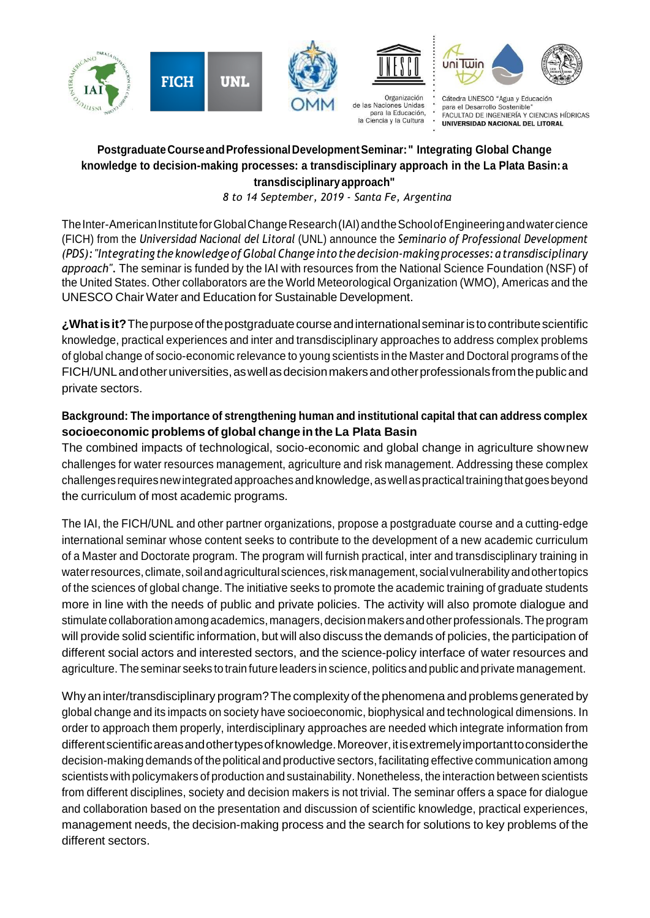Organización de las Naciones Unidas para la Educación, la Ciencia y la Cultura

Cátedra UNESCO "Agua y Educación para el Desarrollo Sostenible" FACULTAD DE INGENIERÍA Y CIENCIAS HÍDRICAS **UNIVERSIDAD NACIONAL DEL LITORAL**

## Postgraduate Course and Professional Development Seminar: " Integrating Global Change knowledge to decision-making processes: a transdisciplinary approach in the La Plata Basin: a transdisciplinary approach"

*8 to 14 September, 2019 - Santa Fe, Argentina*

The Inter-American Institute for Global Change Research (IAI) and the School of Engineering and water cience (FICH) from the *Universidad Nacional del Litoral* (UNL) announce the *Seminario of Professional Development (PDS): "Integrating the knowledge of Global Change into the decision-making processes: a transdisciplinary approach".* The seminar is funded by the IAI with resources from the National Science Foundation (NSF) of the United States. Other collaborators are the World Meteorological Organization (WMO), Americas and the UNESCO Chair Water and Education for Sustainable Development.

**¿What is it?** The purpose of the postgraduate course and international seminar is to contribute scientific knowledge, practical experiences and inter and transdisciplinary approaches to address complex problems of global change of socio-economic relevance to young scientists in the Master and Doctoral programs of the FICH/UNL and other universities, as well as decision makers and other professionals from the public and private sectors.

**Background: The importance of strengthening human and institutional capital that can address complex socioeconomic problems of global change in the La Plata Basin**

The combined impacts of technological, socio-economic and global change in agriculture show new challenges for water resources management, agriculture and risk management. Addressing these complex challenges requires new integrated approaches and knowledge, as well as practical training that goes beyond the curriculum of most academic programs.

The IAI, the FICH/UNL and other partner organizations, propose a postgraduate course and a cutting-edge international seminar whose content seeks to contribute to the development of a new academic curriculum of a Master and Doctorate program. The program will furnish practical, inter and transdisciplinary training in water resources, climate, soil and agricultural sciences, risk management, social vulnerability and other topics of the sciences of global change. The initiative seeks to promote the academic training of graduate students more in line with the needs of public and private policies. The activity will also promote dialogue and stimulate collaboration among academics, managers, decision makers and other professionals. The program will provide solid scientific information, but will also discuss the demands of policies, the participation of different social actors and interested sectors, and the science-policy interface of water resources and agriculture. The seminar seeks to train future leaders in science, politics and public and private management.

Why an inter/transdisciplinary program? The complexity of the phenomena and problems generated by global change and its impacts on society have socioeconomic, biophysical and technological dimensions. In order to approach them properly, interdisciplinary approaches are needed which integrate information from different scientific areas and other types of knowledge. Moreover, it is extremely important to consider the decision-making demands of the political and productive sectors, facilitating effective communication among scientists with policymakers of production and sustainability. Nonetheless, the interaction between scientists from different disciplines, society and decision makers is not trivial. The seminar offers a space for dialogue and collaboration based on the presentation and discussion of scientific knowledge, practical experiences, management needs, the decision-making process and the search for solutions to key problems of the different sectors.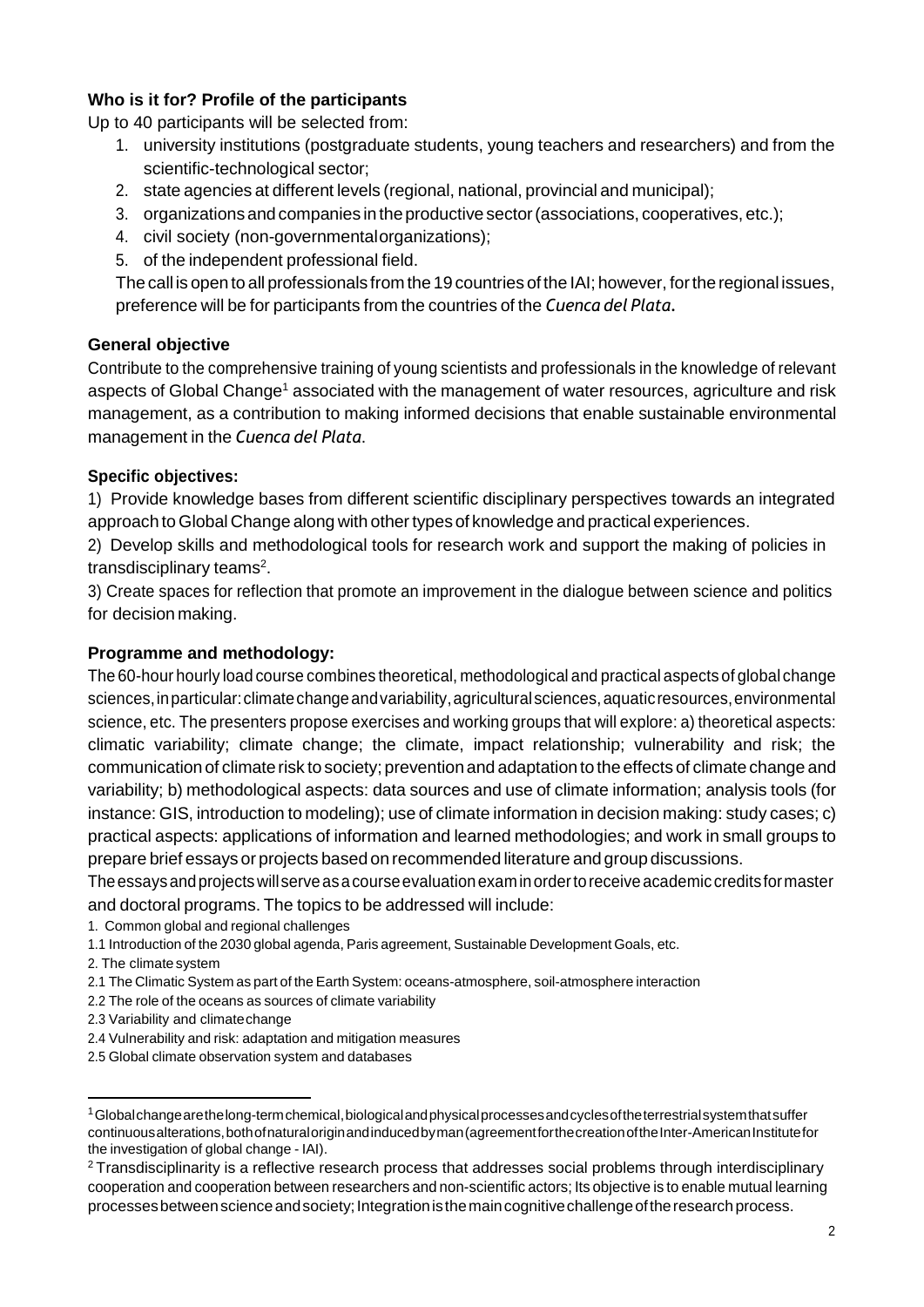### Who is it for? Profile of the participants

Up to 40 participants will be selected from:

1. university institutions (postgraduate students, young teachers and researchers) and from the scientific-technological sector;
2. state agencies at different levels (regional, national, provincial and municipal);
3. organizations and companies in the productive sector (associations, cooperatives, etc.);
4. civil society (non-governmental organizations);
5. of the independent professional field.

The call is open to all professionals from the 19 countries of the IAI; however, for the regional issues, preference will be for participants from the countries of the *Cuenca del Plata*.

### General objective

Contribute to the comprehensive training of young scientists and professionals in the knowledge of relevant aspects of Global Change[1] associated with the management of water resources, agriculture and risk management, as a contribution to making informed decisions that enable sustainable environmental management in the *Cuenca del Plata*.

### Specific objectives:

1) Provide knowledge bases from different scientific disciplinary perspectives towards an integrated approach to Global Change along with other types of knowledge and practical experiences.

2) Develop skills and methodological tools for research work and support the making of policies in transdisciplinary teams[2].

3) Create spaces for reflection that promote an improvement in the dialogue between science and politics for decision making.

### Programme and methodology:

The 60-hour hourly load course combines theoretical, methodological and practical aspects of global change sciences, in particular: climate change and variability, agricultural sciences, aquatic resources, environmental science, etc. The presenters propose exercises and working groups that will explore: a) theoretical aspects: climatic variability; climate change; the climate, impact relationship; vulnerability and risk; the communication of climate risk to society; prevention and adaptation to the effects of climate change and variability; b) methodological aspects: data sources and use of climate information; analysis tools (for instance: GIS, introduction to modeling); use of climate information in decision making: study cases; c) practical aspects: applications of information and learned methodologies; and work in small groups to prepare brief essays or projects based on recommended literature and group discussions.

The essays and projects will serve as a course evaluation exam in order to receive academic credits for master and doctoral programs. The topics to be addressed will include:

1. Common global and regional challenges

1.1 Introduction of the 2030 global agenda, Paris agreement, Sustainable Development Goals, etc.

2. The climate system

2.1 The Climatic System as part of the Earth System: oceans-atmosphere, soil-atmosphere interaction

2.2 The role of the oceans as sources of climate variability

2.3 Variability and climate change

2.4 Vulnerability and risk: adaptation and mitigation measures

2.5 Global climate observation system and databases

---

[1] Global change are the long-term chemical, biological and physical processes and cycles of the terrestrial system that suffer continuous alterations, both of natural origin and induced by man (agreement for the creation of the Inter-American Institute for the investigation of global change - IAI).

[2] Transdisciplinarity is a reflective research process that addresses social problems through interdisciplinary cooperation and cooperation between researchers and non-scientific actors; Its objective is to enable mutual learning processes between science and society; Integration is the main cognitive challenge of the research process.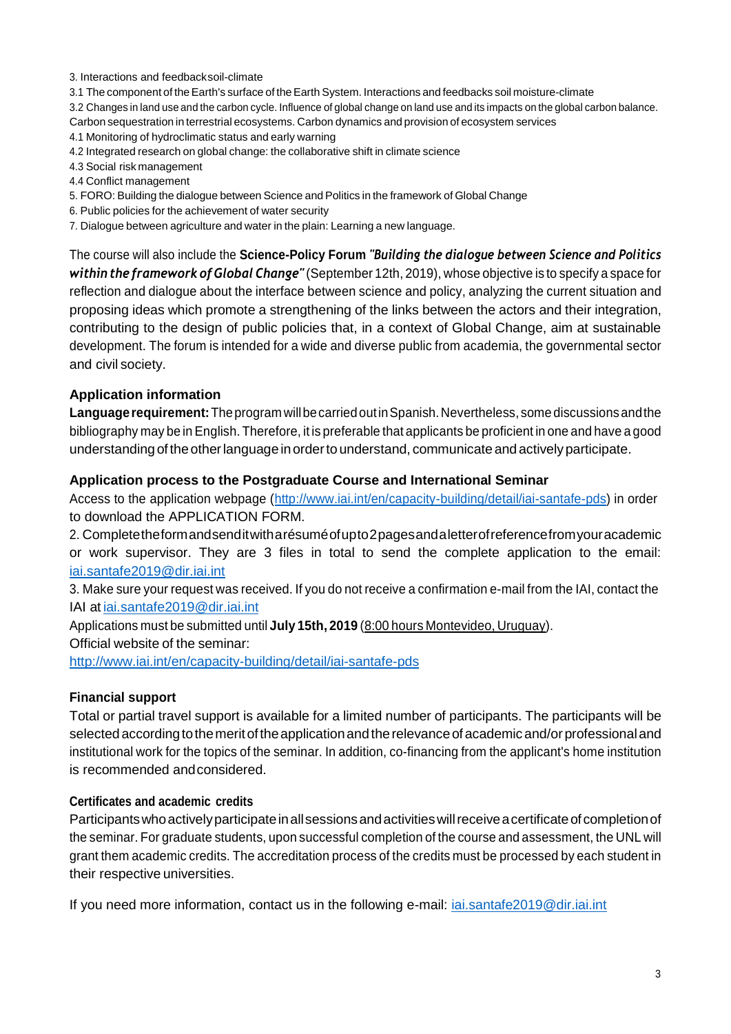3. Interactions and feedbacksoil-climate

3.1 The component of the Earth's surface of the Earth System. Interactions and feedbacks soil moisture-climate

3.2 Changes in land use and the carbon cycle. Influence of global change on land use and its impacts on the global carbon balance. Carbon sequestration in terrestrial ecosystems. Carbon dynamics and provision of ecosystem services

4.1 Monitoring of hydroclimatic status and early warning

4.2 Integrated research on global change: the collaborative shift in climate science

4.3 Social risk management

4.4 Conflict management

5. FORO: Building the dialogue between Science and Politics in the framework of Global Change

6. Public policies for the achievement of water security

7. Dialogue between agriculture and water in the plain: Learning a new language.

The course will also include the **Science-Policy Forum** ***"Building the dialogue between Science and Politics within the framework of Global Change"*** (September 12th, 2019), whose objective is to specify a space for reflection and dialogue about the interface between science and policy, analyzing the current situation and proposing ideas which promote a strengthening of the links between the actors and their integration, contributing to the design of public policies that, in a context of Global Change, aim at sustainable development. The forum is intended for a wide and diverse public from academia, the governmental sector and civil society.

### Application information

**Language requirement:** The program will be carried out in Spanish. Nevertheless, some discussions and the bibliography may be in English. Therefore, it is preferable that applicants be proficient in one and have a good understanding of the other language in order to understand, communicate and actively participate.

### Application process to the Postgraduate Course and International Seminar

Access to the application webpage (http://www.iai.int/en/capacity-building/detail/iai-santafe-pds) in order to download the APPLICATION FORM.

2. Complete the form and send it with a résumé of up to 2 pages and a letter of reference from your academic or work supervisor. They are 3 files in total to send the complete application to the email: iai.santafe2019@dir.iai.int

3. Make sure your request was received. If you do not receive a confirmation e-mail from the IAI, contact the IAI at iai.santafe2019@dir.iai.int

Applications must be submitted until **July 15th, 2019** (8:00 hours Montevideo, Uruguay).

Official website of the seminar:

http://www.iai.int/en/capacity-building/detail/iai-santafe-pds

### Financial support

Total or partial travel support is available for a limited number of participants. The participants will be selected according to the merit of the application and the relevance of academic and/or professional and institutional work for the topics of the seminar. In addition, co-financing from the applicant's home institution is recommended and considered.

#### Certificates and academic credits

Participants who actively participate in all sessions and activities will receive a certificate of completion of the seminar. For graduate students, upon successful completion of the course and assessment, the UNL will grant them academic credits. The accreditation process of the credits must be processed by each student in their respective universities.

If you need more information, contact us in the following e-mail: iai.santafe2019@dir.iai.int